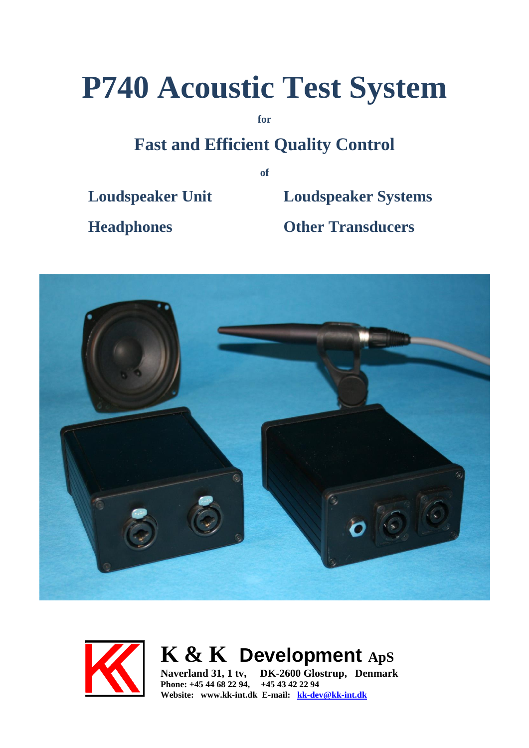# P740 Acoustic Test System

**for**

## Fast and Efficient Quality Control

**of**

**Loudspeaker Unit**

**Loudspeaker Systems**

**Headphones**

**Other Transducers**

**K & K Development ApS**

**Naverland 31, 1 tv, DK-2600 Glostrup, Denmark**
**Phone: +45 44 68 22 94, +45 43 42 22 94**
**Website: www.kk-int.dk E-mail: [kk-dev@kk-int.dk](mailto:kk-dev@kk-int.dk)**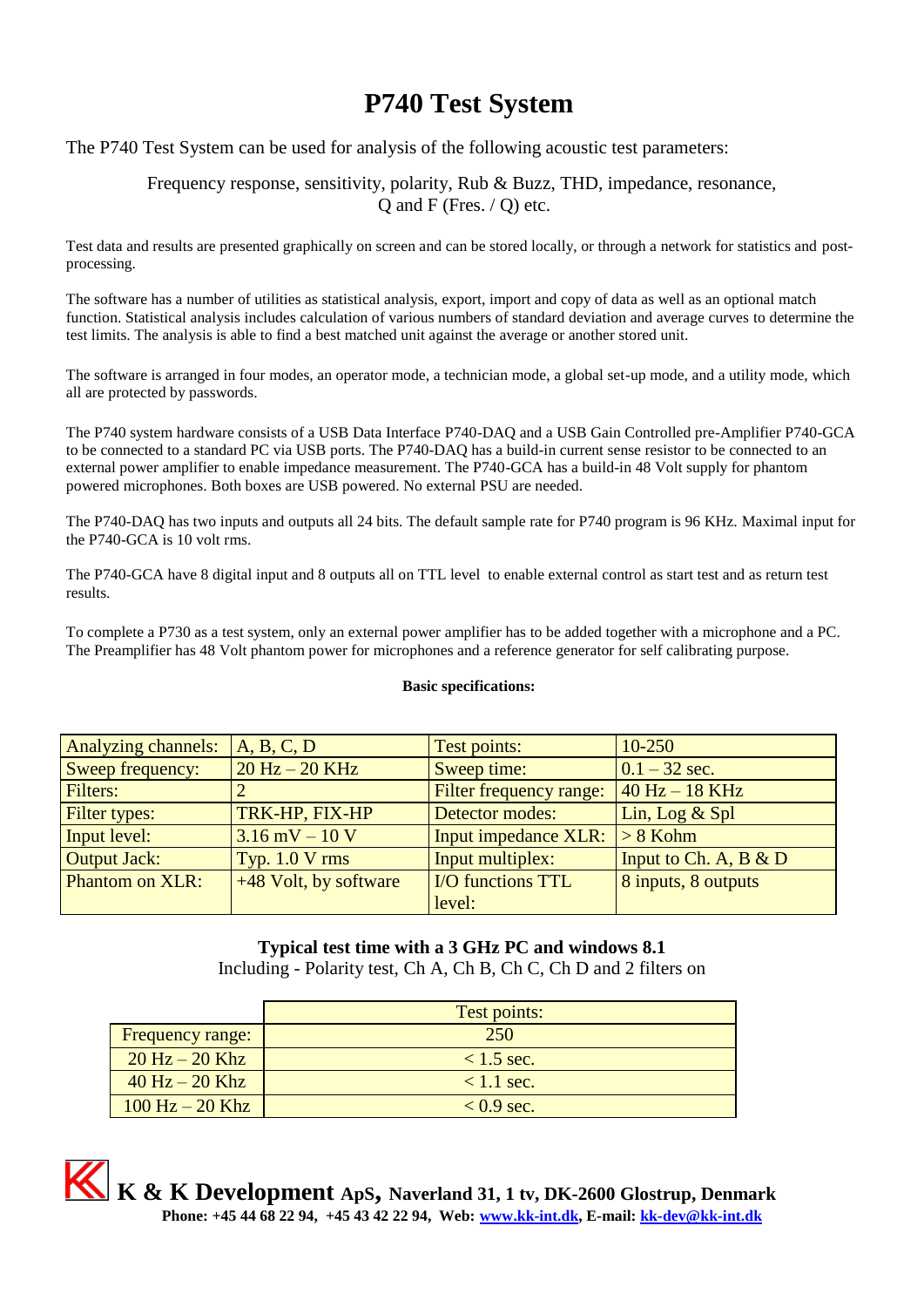# P740 Test System

The P740 Test System can be used for analysis of the following acoustic test parameters:

Frequency response, sensitivity, polarity, Rub & Buzz, THD, impedance, resonance, Q and F (Fres. / Q) etc.

Test data and results are presented graphically on screen and can be stored locally, or through a network for statistics and post-processing.

The software has a number of utilities as statistical analysis, export, import and copy of data as well as an optional match function. Statistical analysis includes calculation of various numbers of standard deviation and average curves to determine the test limits. The analysis is able to find a best matched unit against the average or another stored unit.

The software is arranged in four modes, an operator mode, a technician mode, a global set-up mode, and a utility mode, which all are protected by passwords.

The P740 system hardware consists of a USB Data Interface P740-DAQ and a USB Gain Controlled pre-Amplifier P740-GCA to be connected to a standard PC via USB ports. The P740-DAQ has a build-in current sense resistor to be connected to an external power amplifier to enable impedance measurement. The P740-GCA has a build-in 48 Volt supply for phantom powered microphones. Both boxes are USB powered. No external PSU are needed.

The P740-DAQ has two inputs and outputs all 24 bits. The default sample rate for P740 program is 96 KHz. Maximal input for the P740-GCA is 10 volt rms.

The P740-GCA have 8 digital input and 8 outputs all on TTL level to enable external control as start test and as return test results.

To complete a P730 as a test system, only an external power amplifier has to be added together with a microphone and a PC. The Preamplifier has 48 Volt phantom power for microphones and a reference generator for self calibrating purpose.

**Basic specifications:**

| | | | |
|---|---|---|---|
| Analyzing channels: | A, B, C, D | Test points: | 10-250 |
| Sweep frequency: | 20 Hz – 20 KHz | Sweep time: | 0.1 – 32 sec. |
| Filters: | 2 | Filter frequency range: | 40 Hz – 18 KHz |
| Filter types: | TRK-HP, FIX-HP | Detector modes: | Lin, Log & Spl |
| Input level: | 3.16 mV – 10 V | Input impedance XLR: | > 8 Kohm |
| Output Jack: | Typ. 1.0 V rms | Input multiplex: | Input to Ch. A, B & D |
| Phantom on XLR: | +48 Volt, by software | I/O functions TTL level: | 8 inputs, 8 outputs |

**Typical test time with a 3 GHz PC and windows 8.1**

Including - Polarity test, Ch A, Ch B, Ch C, Ch D and 2 filters on

| | Test points: |
|---|---|
| Frequency range: | 250 |
| 20 Hz – 20 Khz | < 1.5 sec. |
| 40 Hz – 20 Khz | < 1.1 sec. |
| 100 Hz – 20 Khz | < 0.9 sec. |

**K & K Development ApS, Naverland 31, 1 tv, DK-2600 Glostrup, Denmark**

**Phone: +45 44 68 22 94, +45 43 42 22 94, Web: www.kk-int.dk, E-mail: kk-dev@kk-int.dk**